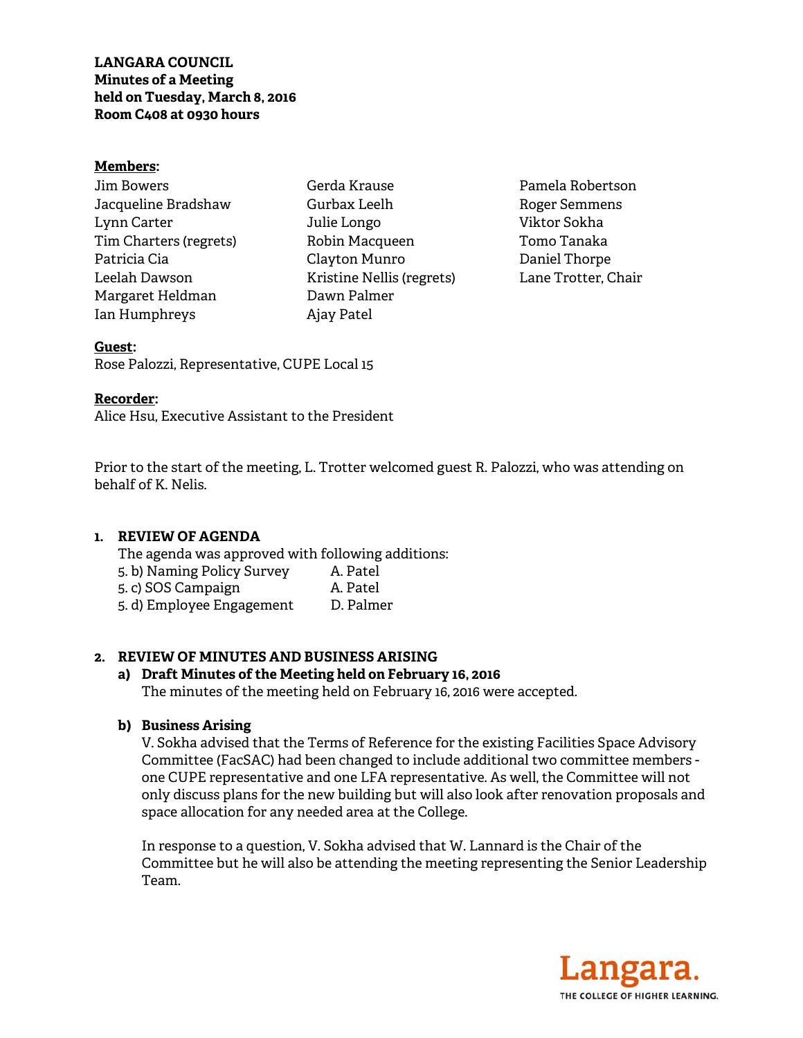**LANGARA COUNCIL**
**Minutes of a Meeting**
**held on Tuesday, March 8, 2016**
**Room C408 at 0930 hours**

**Members:**

Jim Bowers
Jacqueline Bradshaw
Lynn Carter
Tim Charters (regrets)
Patricia Cia
Leelah Dawson
Margaret Heldman
Ian Humphreys
Gerda Krause
Gurbax Leelh
Julie Longo
Robin Macqueen
Clayton Munro
Kristine Nellis (regrets)
Dawn Palmer
Ajay Patel
Pamela Robertson
Roger Semmens
Viktor Sokha
Tomo Tanaka
Daniel Thorpe
Lane Trotter, Chair

**Guest:**
Rose Palozzi, Representative, CUPE Local 15

**Recorder:**
Alice Hsu, Executive Assistant to the President

Prior to the start of the meeting, L. Trotter welcomed guest R. Palozzi, who was attending on behalf of K. Nelis.

## 1. REVIEW OF AGENDA

The agenda was approved with following additions:

| | |
|---|---|
| 5. b) Naming Policy Survey | A. Patel |
| 5. c) SOS Campaign | A. Patel |
| 5. d) Employee Engagement | D. Palmer |

## 2. REVIEW OF MINUTES AND BUSINESS ARISING

### a) Draft Minutes of the Meeting held on February 16, 2016

The minutes of the meeting held on February 16, 2016 were accepted.

### b) Business Arising

V. Sokha advised that the Terms of Reference for the existing Facilities Space Advisory Committee (FacSAC) had been changed to include additional two committee members - one CUPE representative and one LFA representative. As well, the Committee will not only discuss plans for the new building but will also look after renovation proposals and space allocation for any needed area at the College.

In response to a question, V. Sokha advised that W. Lannard is the Chair of the Committee but he will also be attending the meeting representing the Senior Leadership Team.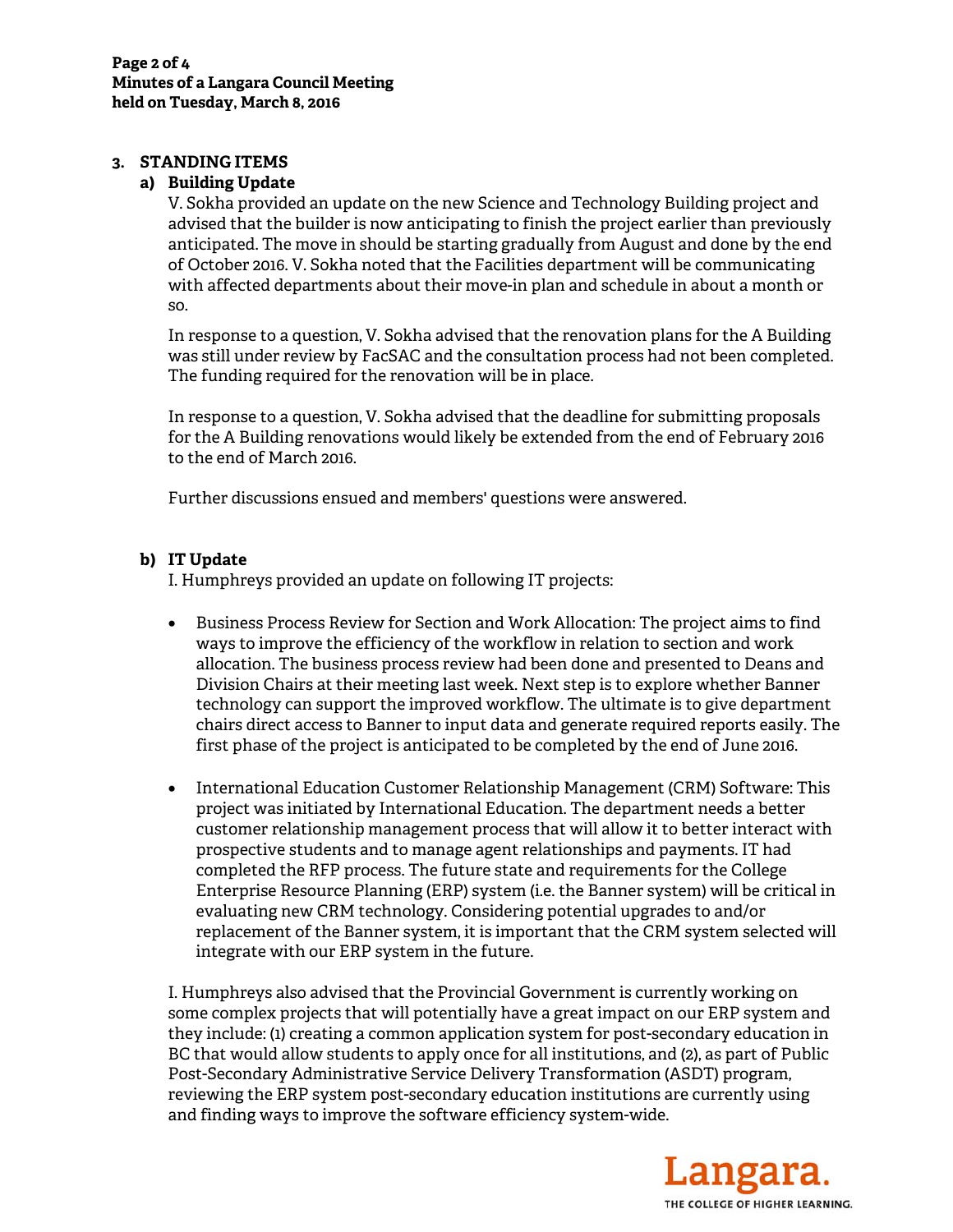## 3. STANDING ITEMS

### a) Building Update

V. Sokha provided an update on the new Science and Technology Building project and advised that the builder is now anticipating to finish the project earlier than previously anticipated. The move in should be starting gradually from August and done by the end of October 2016. V. Sokha noted that the Facilities department will be communicating with affected departments about their move-in plan and schedule in about a month or so.

In response to a question, V. Sokha advised that the renovation plans for the A Building was still under review by FacSAC and the consultation process had not been completed. The funding required for the renovation will be in place.

In response to a question, V. Sokha advised that the deadline for submitting proposals for the A Building renovations would likely be extended from the end of February 2016 to the end of March 2016.

Further discussions ensued and members' questions were answered.

### b) IT Update

I. Humphreys provided an update on following IT projects:

- Business Process Review for Section and Work Allocation: The project aims to find ways to improve the efficiency of the workflow in relation to section and work allocation. The business process review had been done and presented to Deans and Division Chairs at their meeting last week. Next step is to explore whether Banner technology can support the improved workflow. The ultimate is to give department chairs direct access to Banner to input data and generate required reports easily. The first phase of the project is anticipated to be completed by the end of June 2016.

- International Education Customer Relationship Management (CRM) Software: This project was initiated by International Education. The department needs a better customer relationship management process that will allow it to better interact with prospective students and to manage agent relationships and payments. IT had completed the RFP process. The future state and requirements for the College Enterprise Resource Planning (ERP) system (i.e. the Banner system) will be critical in evaluating new CRM technology. Considering potential upgrades to and/or replacement of the Banner system, it is important that the CRM system selected will integrate with our ERP system in the future.

I. Humphreys also advised that the Provincial Government is currently working on some complex projects that will potentially have a great impact on our ERP system and they include: (1) creating a common application system for post-secondary education in BC that would allow students to apply once for all institutions, and (2), as part of Public Post-Secondary Administrative Service Delivery Transformation (ASDT) program, reviewing the ERP system post-secondary education institutions are currently using and finding ways to improve the software efficiency system-wide.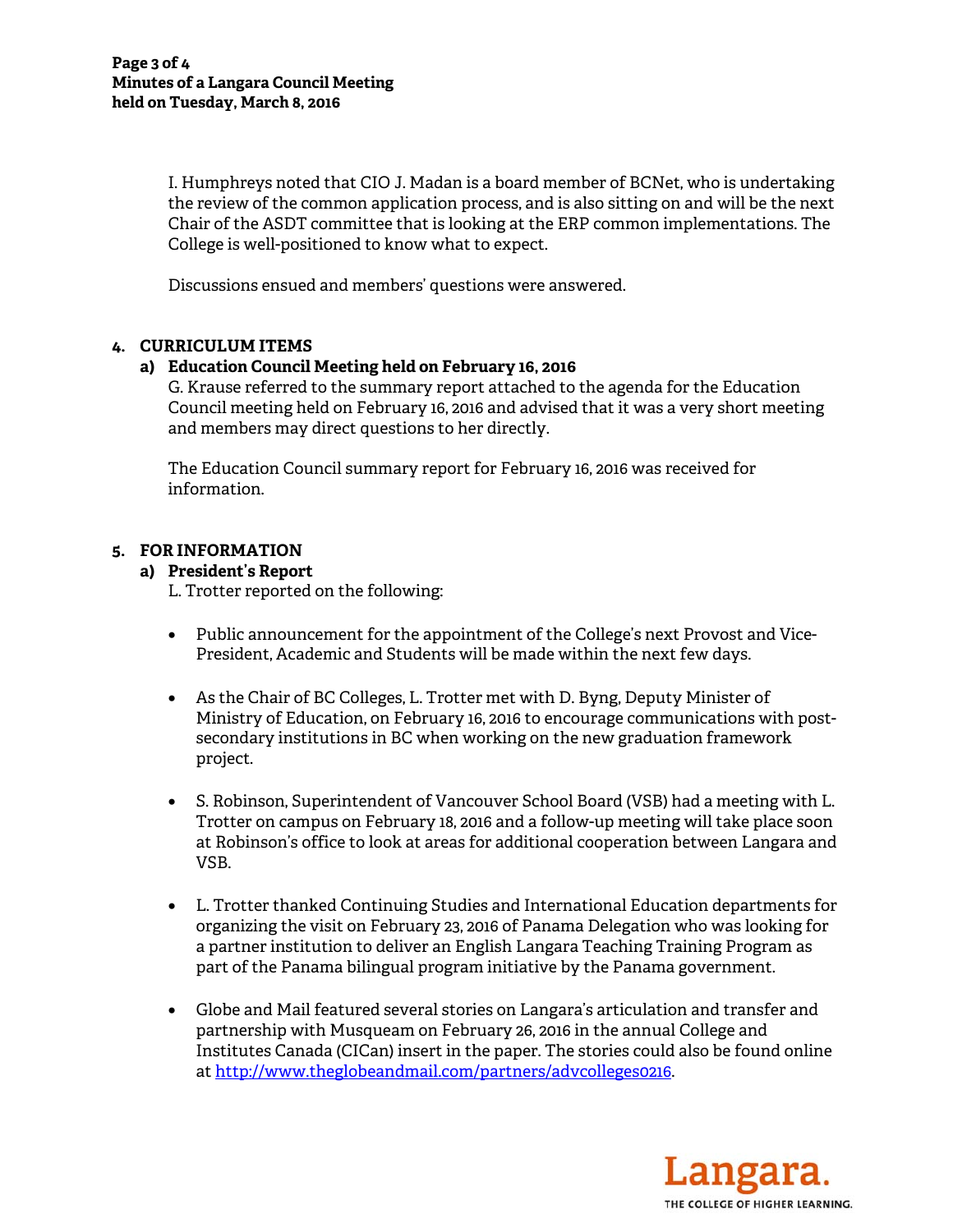I. Humphreys noted that CIO J. Madan is a board member of BCNet, who is undertaking the review of the common application process, and is also sitting on and will be the next Chair of the ASDT committee that is looking at the ERP common implementations. The College is well-positioned to know what to expect.

Discussions ensued and members' questions were answered.

## 4. CURRICULUM ITEMS

### a) Education Council Meeting held on February 16, 2016

G. Krause referred to the summary report attached to the agenda for the Education Council meeting held on February 16, 2016 and advised that it was a very short meeting and members may direct questions to her directly.

The Education Council summary report for February 16, 2016 was received for information.

## 5. FOR INFORMATION

### a) President's Report

L. Trotter reported on the following:

- Public announcement for the appointment of the College's next Provost and Vice-President, Academic and Students will be made within the next few days.

- As the Chair of BC Colleges, L. Trotter met with D. Byng, Deputy Minister of Ministry of Education, on February 16, 2016 to encourage communications with post-secondary institutions in BC when working on the new graduation framework project.

- S. Robinson, Superintendent of Vancouver School Board (VSB) had a meeting with L. Trotter on campus on February 18, 2016 and a follow-up meeting will take place soon at Robinson's office to look at areas for additional cooperation between Langara and VSB.

- L. Trotter thanked Continuing Studies and International Education departments for organizing the visit on February 23, 2016 of Panama Delegation who was looking for a partner institution to deliver an English Langara Teaching Training Program as part of the Panama bilingual program initiative by the Panama government.

- Globe and Mail featured several stories on Langara's articulation and transfer and partnership with Musqueam on February 26, 2016 in the annual College and Institutes Canada (CICan) insert in the paper. The stories could also be found online at http://www.theglobeandmail.com/partners/advcolleges0216.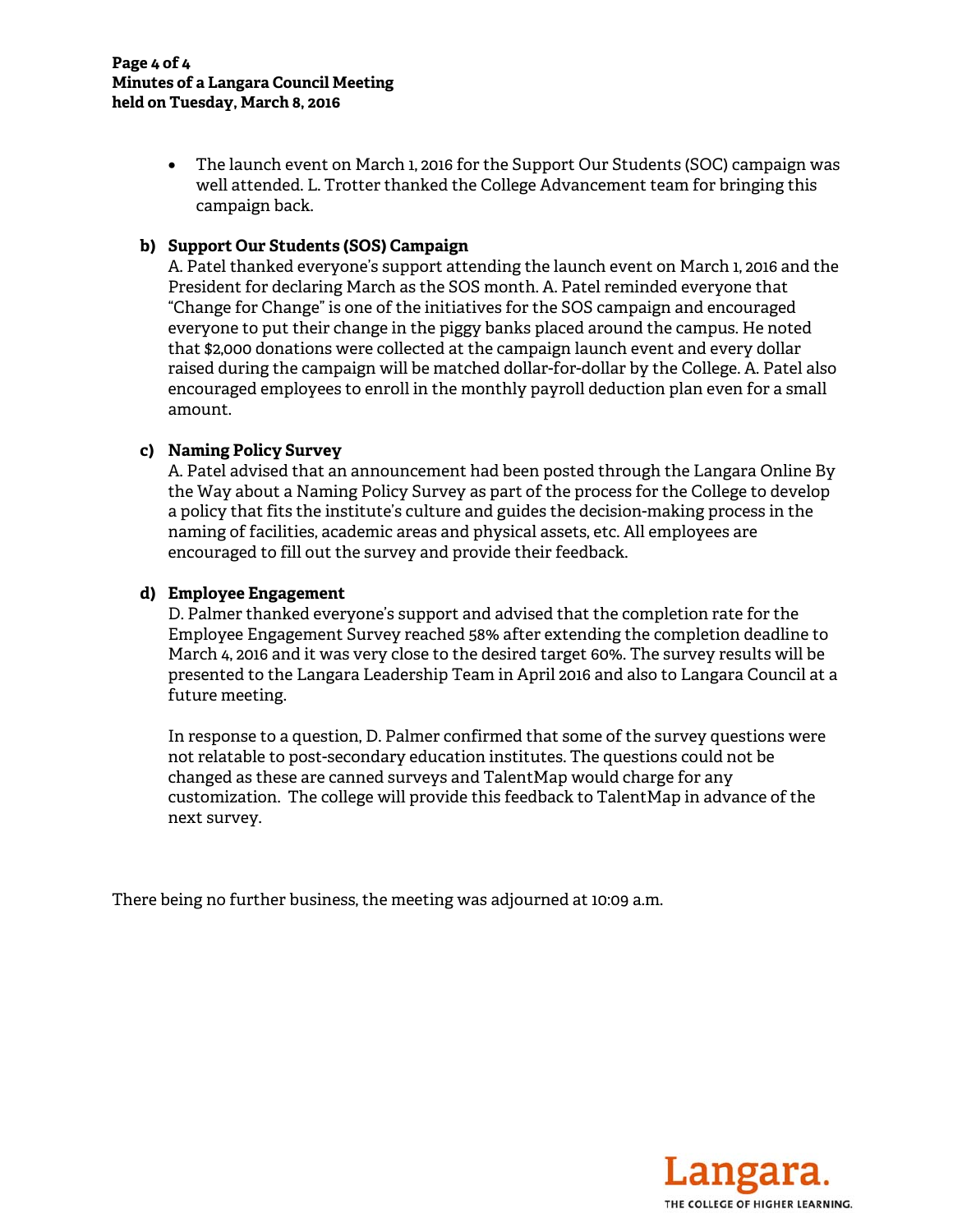- The launch event on March 1, 2016 for the Support Our Students (SOC) campaign was well attended. L. Trotter thanked the College Advancement team for bringing this campaign back.

**b) Support Our Students (SOS) Campaign**

A. Patel thanked everyone's support attending the launch event on March 1, 2016 and the President for declaring March as the SOS month. A. Patel reminded everyone that "Change for Change" is one of the initiatives for the SOS campaign and encouraged everyone to put their change in the piggy banks placed around the campus. He noted that $2,000 donations were collected at the campaign launch event and every dollar raised during the campaign will be matched dollar-for-dollar by the College. A. Patel also encouraged employees to enroll in the monthly payroll deduction plan even for a small amount.

**c) Naming Policy Survey**

A. Patel advised that an announcement had been posted through the Langara Online By the Way about a Naming Policy Survey as part of the process for the College to develop a policy that fits the institute's culture and guides the decision-making process in the naming of facilities, academic areas and physical assets, etc. All employees are encouraged to fill out the survey and provide their feedback.

**d) Employee Engagement**

D. Palmer thanked everyone's support and advised that the completion rate for the Employee Engagement Survey reached 58% after extending the completion deadline to March 4, 2016 and it was very close to the desired target 60%. The survey results will be presented to the Langara Leadership Team in April 2016 and also to Langara Council at a future meeting.

In response to a question, D. Palmer confirmed that some of the survey questions were not relatable to post-secondary education institutes. The questions could not be changed as these are canned surveys and TalentMap would charge for any customization. The college will provide this feedback to TalentMap in advance of the next survey.

There being no further business, the meeting was adjourned at 10:09 a.m.